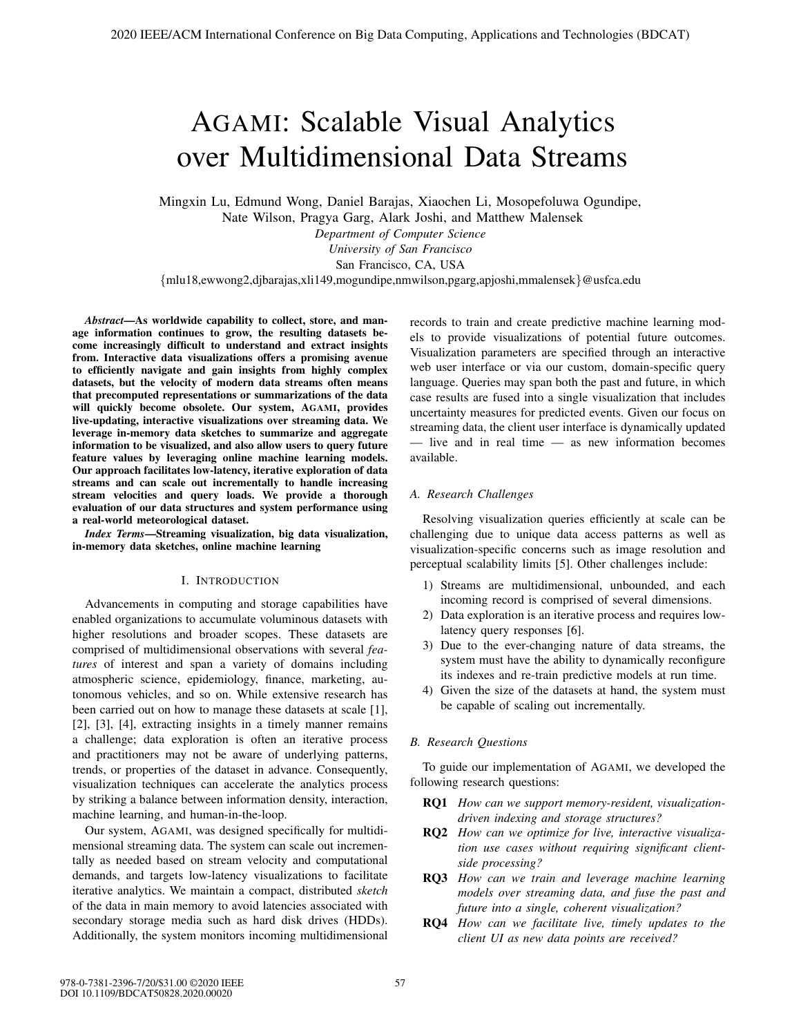# AGAMI: Scalable Visual Analytics over Multidimensional Data Streams

Mingxin Lu, Edmund Wong, Daniel Barajas, Xiaochen Li, Mosopefoluwa Ogundipe, Nate Wilson, Pragya Garg, Alark Joshi, and Matthew Malensek

*Department of Computer Science*
*University of San Francisco*
San Francisco, CA, USA
{mlu18,ewwong2,djbarajas,xli149,mogundipe,nmwilson,pgarg,apjoshi,mmalensek}@usfca.edu

***Abstract*—As worldwide capability to collect, store, and manage information continues to grow, the resulting datasets become increasingly difficult to understand and extract insights from. Interactive data visualizations offers a promising avenue to efficiently navigate and gain insights from highly complex datasets, but the velocity of modern data streams often means that precomputed representations or summarizations of the data will quickly become obsolete. Our system, AGAMI, provides live-updating, interactive visualizations over streaming data. We leverage in-memory data sketches to summarize and aggregate information to be visualized, and also allow users to query future feature values by leveraging online machine learning models. Our approach facilitates low-latency, iterative exploration of data streams and can scale out incrementally to handle increasing stream velocities and query loads. We provide a thorough evaluation of our data structures and system performance using a real-world meteorological dataset.**

***Index Terms*—Streaming visualization, big data visualization, in-memory data sketches, online machine learning**

## I. INTRODUCTION

Advancements in computing and storage capabilities have enabled organizations to accumulate voluminous datasets with higher resolutions and broader scopes. These datasets are comprised of multidimensional observations with several *features* of interest and span a variety of domains including atmospheric science, epidemiology, finance, marketing, autonomous vehicles, and so on. While extensive research has been carried out on how to manage these datasets at scale [1], [2], [3], [4], extracting insights in a timely manner remains a challenge; data exploration is often an iterative process and practitioners may not be aware of underlying patterns, trends, or properties of the dataset in advance. Consequently, visualization techniques can accelerate the analytics process by striking a balance between information density, interaction, machine learning, and human-in-the-loop.

Our system, AGAMI, was designed specifically for multidimensional streaming data. The system can scale out incrementally as needed based on stream velocity and computational demands, and targets low-latency visualizations to facilitate iterative analytics. We maintain a compact, distributed *sketch* of the data in main memory to avoid latencies associated with secondary storage media such as hard disk drives (HDDs). Additionally, the system monitors incoming multidimensional records to train and create predictive machine learning models to provide visualizations of potential future outcomes. Visualization parameters are specified through an interactive web user interface or via our custom, domain-specific query language. Queries may span both the past and future, in which case results are fused into a single visualization that includes uncertainty measures for predicted events. Given our focus on streaming data, the client user interface is dynamically updated — live and in real time — as new information becomes available.

### A. Research Challenges

Resolving visualization queries efficiently at scale can be challenging due to unique data access patterns as well as visualization-specific concerns such as image resolution and perceptual scalability limits [5]. Other challenges include:

1) Streams are multidimensional, unbounded, and each incoming record is comprised of several dimensions.
2) Data exploration is an iterative process and requires low-latency query responses [6].
3) Due to the ever-changing nature of data streams, the system must have the ability to dynamically reconfigure its indexes and re-train predictive models at run time.
4) Given the size of the datasets at hand, the system must be capable of scaling out incrementally.

### B. Research Questions

To guide our implementation of AGAMI, we developed the following research questions:

**RQ1** *How can we support memory-resident, visualization-driven indexing and storage structures?*

**RQ2** *How can we optimize for live, interactive visualization use cases without requiring significant client-side processing?*

**RQ3** *How can we train and leverage machine learning models over streaming data, and fuse the past and future into a single, coherent visualization?*

**RQ4** *How can we facilitate live, timely updates to the client UI as new data points are received?*

978-0-7381-2396-7/20/$31.00 ©2020 IEEE
DOI 10.1109/BDCAT50828.2020.00020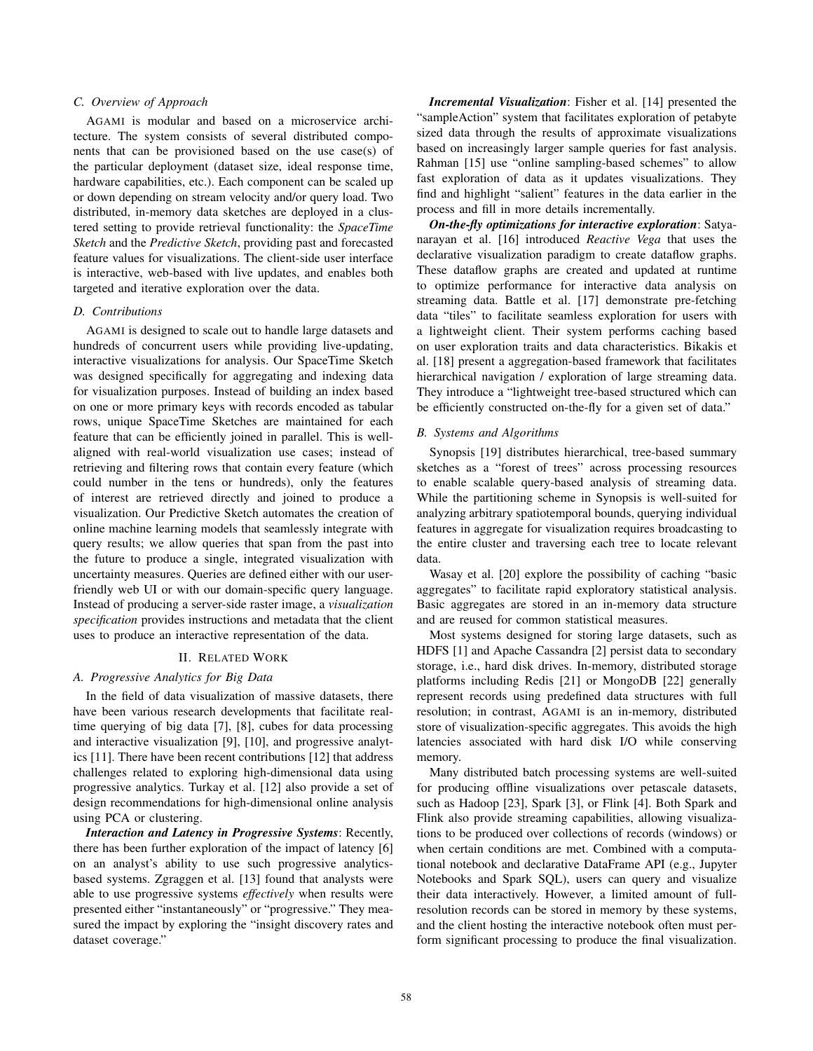### C. Overview of Approach

AGAMI is modular and based on a microservice architecture. The system consists of several distributed components that can be provisioned based on the use case(s) of the particular deployment (dataset size, ideal response time, hardware capabilities, etc.). Each component can be scaled up or down depending on stream velocity and/or query load. Two distributed, in-memory data sketches are deployed in a clustered setting to provide retrieval functionality: the *SpaceTime Sketch* and the *Predictive Sketch*, providing past and forecasted feature values for visualizations. The client-side user interface is interactive, web-based with live updates, and enables both targeted and iterative exploration over the data.

### D. Contributions

AGAMI is designed to scale out to handle large datasets and hundreds of concurrent users while providing live-updating, interactive visualizations for analysis. Our SpaceTime Sketch was designed specifically for aggregating and indexing data for visualization purposes. Instead of building an index based on one or more primary keys with records encoded as tabular rows, unique SpaceTime Sketches are maintained for each feature that can be efficiently joined in parallel. This is well-aligned with real-world visualization use cases; instead of retrieving and filtering rows that contain every feature (which could number in the tens or hundreds), only the features of interest are retrieved directly and joined to produce a visualization. Our Predictive Sketch automates the creation of online machine learning models that seamlessly integrate with query results; we allow queries that span from the past into the future to produce a single, integrated visualization with uncertainty measures. Queries are defined either with our user-friendly web UI or with our domain-specific query language. Instead of producing a server-side raster image, a *visualization specification* provides instructions and metadata that the client uses to produce an interactive representation of the data.

## II. Related Work

### A. Progressive Analytics for Big Data

In the field of data visualization of massive datasets, there have been various research developments that facilitate real-time querying of big data [7], [8], cubes for data processing and interactive visualization [9], [10], and progressive analytics [11]. There have been recent contributions [12] that address challenges related to exploring high-dimensional data using progressive analytics. Turkay et al. [12] also provide a set of design recommendations for high-dimensional online analysis using PCA or clustering.

***Interaction and Latency in Progressive Systems***: Recently, there has been further exploration of the impact of latency [6] on an analyst's ability to use such progressive analytics-based systems. Zgraggen et al. [13] found that analysts were able to use progressive systems *effectively* when results were presented either "instantaneously" or "progressive." They measured the impact by exploring the "insight discovery rates and dataset coverage."

***Incremental Visualization***: Fisher et al. [14] presented the "sampleAction" system that facilitates exploration of petabyte sized data through the results of approximate visualizations based on increasingly larger sample queries for fast analysis. Rahman [15] use "online sampling-based schemes" to allow fast exploration of data as it updates visualizations. They find and highlight "salient" features in the data earlier in the process and fill in more details incrementally.

***On-the-fly optimizations for interactive exploration***: Satyanarayan et al. [16] introduced *Reactive Vega* that uses the declarative visualization paradigm to create dataflow graphs. These dataflow graphs are created and updated at runtime to optimize performance for interactive data analysis on streaming data. Battle et al. [17] demonstrate pre-fetching data "tiles" to facilitate seamless exploration for users with a lightweight client. Their system performs caching based on user exploration traits and data characteristics. Bikakis et al. [18] present a aggregation-based framework that facilitates hierarchical navigation / exploration of large streaming data. They introduce a "lightweight tree-based structured which can be efficiently constructed on-the-fly for a given set of data."

### B. Systems and Algorithms

Synopsis [19] distributes hierarchical, tree-based summary sketches as a "forest of trees" across processing resources to enable scalable query-based analysis of streaming data. While the partitioning scheme in Synopsis is well-suited for analyzing arbitrary spatiotemporal bounds, querying individual features in aggregate for visualization requires broadcasting to the entire cluster and traversing each tree to locate relevant data.

Wasay et al. [20] explore the possibility of caching "basic aggregates" to facilitate rapid exploratory statistical analysis. Basic aggregates are stored in an in-memory data structure and are reused for common statistical measures.

Most systems designed for storing large datasets, such as HDFS [1] and Apache Cassandra [2] persist data to secondary storage, i.e., hard disk drives. In-memory, distributed storage platforms including Redis [21] or MongoDB [22] generally represent records using predefined data structures with full resolution; in contrast, AGAMI is an in-memory, distributed store of visualization-specific aggregates. This avoids the high latencies associated with hard disk I/O while conserving memory.

Many distributed batch processing systems are well-suited for producing offline visualizations over petascale datasets, such as Hadoop [23], Spark [3], or Flink [4]. Both Spark and Flink also provide streaming capabilities, allowing visualizations to be produced over collections of records (windows) or when certain conditions are met. Combined with a computational notebook and declarative DataFrame API (e.g., Jupyter Notebooks and Spark SQL), users can query and visualize their data interactively. However, a limited amount of full-resolution records can be stored in memory by these systems, and the client hosting the interactive notebook often must perform significant processing to produce the final visualization.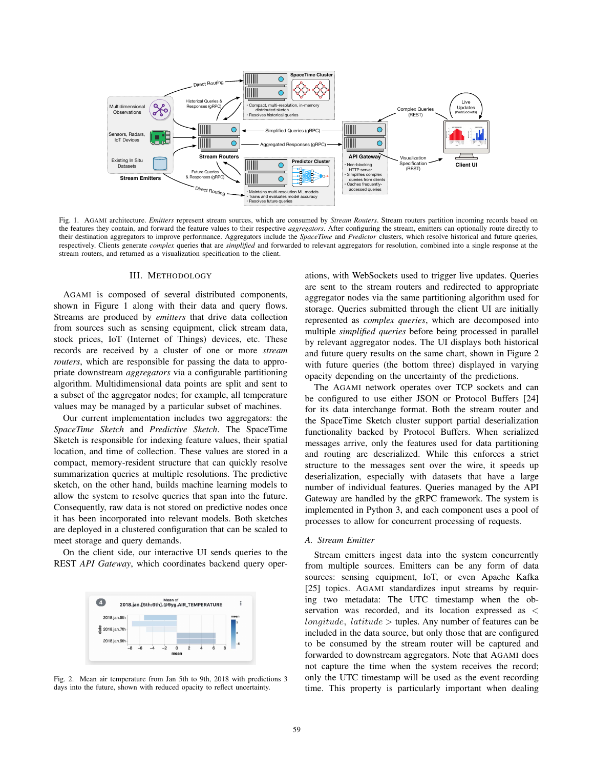Fig. 1. AGAMI architecture. *Emitters* represent stream sources, which are consumed by *Stream Routers*. Stream routers partition incoming records based on the features they contain, and forward the feature values to their respective *aggregators*. After configuring the stream, emitters can optionally route directly to their destination aggregators to improve performance. Aggregators include the *SpaceTime* and *Predictor* clusters, which resolve historical and future queries, respectively. Clients generate *complex* queries that are *simplified* and forwarded to relevant aggregators for resolution, combined into a single response at the stream routers, and returned as a visualization specification to the client.

## III. Methodology

AGAMI is composed of several distributed components, shown in Figure 1 along with their data and query flows. Streams are produced by *emitters* that drive data collection from sources such as sensing equipment, click stream data, stock prices, IoT (Internet of Things) devices, etc. These records are received by a cluster of one or more *stream routers*, which are responsible for passing the data to appropriate downstream *aggregators* via a configurable partitioning algorithm. Multidimensional data points are split and sent to a subset of the aggregator nodes; for example, all temperature values may be managed by a particular subset of machines.

Our current implementation includes two aggregators: the *SpaceTime Sketch* and *Predictive Sketch*. The SpaceTime Sketch is responsible for indexing feature values, their spatial location, and time of collection. These values are stored in a compact, memory-resident structure that can quickly resolve summarization queries at multiple resolutions. The predictive sketch, on the other hand, builds machine learning models to allow the system to resolve queries that span into the future. Consequently, raw data is not stored on predictive nodes once it has been incorporated into relevant models. Both sketches are deployed in a clustered configuration that can be scaled to meet storage and query demands.

On the client side, our interactive UI sends queries to the REST *API Gateway*, which coordinates backend query operations, with WebSockets used to trigger live updates. Queries are sent to the stream routers and redirected to appropriate aggregator nodes via the same partitioning algorithm used for storage. Queries submitted through the client UI are initially represented as *complex queries*, which are decomposed into multiple *simplified queries* before being processed in parallel by relevant aggregator nodes. The UI displays both historical and future query results on the same chart, shown in Figure 2 with future queries (the bottom three) displayed in varying opacity depending on the uncertainty of the predictions.

The AGAMI network operates over TCP sockets and can be configured to use either JSON or Protocol Buffers [24] for its data interchange format. Both the stream router and the SpaceTime Sketch cluster support partial deserialization functionality backed by Protocol Buffers. When serialized messages arrive, only the features used for data partitioning and routing are deserialized. While this enforces a strict structure to the messages sent over the wire, it speeds up deserialization, especially with datasets that have a large number of individual features. Queries managed by the API Gateway are handled by the gRPC framework. The system is implemented in Python 3, and each component uses a pool of processes to allow for concurrent processing of requests.

Fig. 2. Mean air temperature from Jan 5th to 9th, 2018 with predictions 3 days into the future, shown with reduced opacity to reflect uncertainty.

### A. Stream Emitter

Stream emitters ingest data into the system concurrently from multiple sources. Emitters can be any form of data sources: sensing equipment, IoT, or even Apache Kafka [25] topics. AGAMI standardizes input streams by requiring two metadata: The UTC timestamp when the observation was recorded, and its location expressed as $< longitude, latitude >$ tuples. Any number of features can be included in the data source, but only those that are configured to be consumed by the stream router will be captured and forwarded to downstream aggregators. Note that AGAMI does not capture the time when the system receives the record; only the UTC timestamp will be used as the event recording time. This property is particularly important when dealing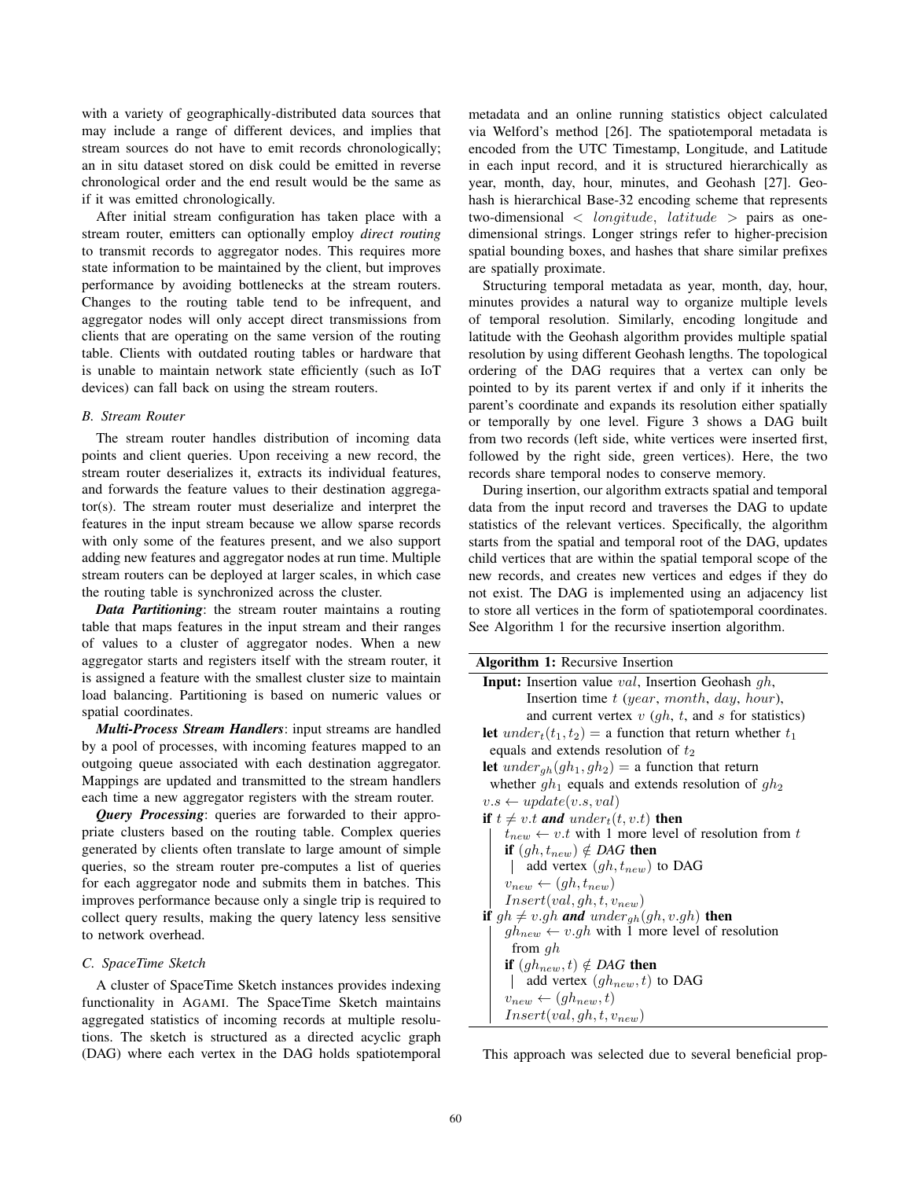with a variety of geographically-distributed data sources that may include a range of different devices, and implies that stream sources do not have to emit records chronologically; an in situ dataset stored on disk could be emitted in reverse chronological order and the end result would be the same as if it was emitted chronologically.

After initial stream configuration has taken place with a stream router, emitters can optionally employ *direct routing* to transmit records to aggregator nodes. This requires more state information to be maintained by the client, but improves performance by avoiding bottlenecks at the stream routers. Changes to the routing table tend to be infrequent, and aggregator nodes will only accept direct transmissions from clients that are operating on the same version of the routing table. Clients with outdated routing tables or hardware that is unable to maintain network state efficiently (such as IoT devices) can fall back on using the stream routers.

### *B. Stream Router*

The stream router handles distribution of incoming data points and client queries. Upon receiving a new record, the stream router deserializes it, extracts its individual features, and forwards the feature values to their destination aggregator(s). The stream router must deserialize and interpret the features in the input stream because we allow sparse records with only some of the features present, and we also support adding new features and aggregator nodes at run time. Multiple stream routers can be deployed at larger scales, in which case the routing table is synchronized across the cluster.

***Data Partitioning***: the stream router maintains a routing table that maps features in the input stream and their ranges of values to a cluster of aggregator nodes. When a new aggregator starts and registers itself with the stream router, it is assigned a feature with the smallest cluster size to maintain load balancing. Partitioning is based on numeric values or spatial coordinates.

***Multi-Process Stream Handlers***: input streams are handled by a pool of processes, with incoming features mapped to an outgoing queue associated with each destination aggregator. Mappings are updated and transmitted to the stream handlers each time a new aggregator registers with the stream router.

***Query Processing***: queries are forwarded to their appropriate clusters based on the routing table. Complex queries generated by clients often translate to large amount of simple queries, so the stream router pre-computes a list of queries for each aggregator node and submits them in batches. This improves performance because only a single trip is required to collect query results, making the query latency less sensitive to network overhead.

### *C. SpaceTime Sketch*

A cluster of SpaceTime Sketch instances provides indexing functionality in AGAMI. The SpaceTime Sketch maintains aggregated statistics of incoming records at multiple resolutions. The sketch is structured as a directed acyclic graph (DAG) where each vertex in the DAG holds spatiotemporal metadata and an online running statistics object calculated via Welford's method [26]. The spatiotemporal metadata is encoded from the UTC Timestamp, Longitude, and Latitude in each input record, and it is structured hierarchically as year, month, day, hour, minutes, and Geohash [27]. Geohash is hierarchical Base-32 encoding scheme that represents two-dimensional $< longitude,\ latitude >$ pairs as one-dimensional strings. Longer strings refer to higher-precision spatial bounding boxes, and hashes that share similar prefixes are spatially proximate.

Structuring temporal metadata as year, month, day, hour, minutes provides a natural way to organize multiple levels of temporal resolution. Similarly, encoding longitude and latitude with the Geohash algorithm provides multiple spatial resolution by using different Geohash lengths. The topological ordering of the DAG requires that a vertex can only be pointed to by its parent vertex if and only if it inherits the parent's coordinate and expands its resolution either spatially or temporally by one level. Figure 3 shows a DAG built from two records (left side, white vertices were inserted first, followed by the right side, green vertices). Here, the two records share temporal nodes to conserve memory.

During insertion, our algorithm extracts spatial and temporal data from the input record and traverses the DAG to update statistics of the relevant vertices. Specifically, the algorithm starts from the spatial and temporal root of the DAG, updates child vertices that are within the spatial temporal scope of the new records, and creates new vertices and edges if they do not exist. The DAG is implemented using an adjacency list to store all vertices in the form of spatiotemporal coordinates. See Algorithm 1 for the recursive insertion algorithm.

**Algorithm 1:** Recursive Insertion

**Input:** Insertion value $val$, Insertion Geohash $gh$,
  Insertion time $t$ ($year$, $month$, $day$, $hour$),
  and current vertex $v$ ($gh$, $t$, and $s$ for statistics)

**let** $under_t(t_1, t_2)$ = a function that return whether $t_1$ equals and extends resolution of $t_2$

**let** $under_{gh}(gh_1, gh_2)$ = a function that return whether $gh_1$ equals and extends resolution of $gh_2$

$v.s \leftarrow update(v.s, val)$

**if** $t \neq v.t$ ***and*** $under_t(t, v.t)$ **then**
- $t_{new} \leftarrow v.t$ with 1 more level of resolution from $t$
- **if** $(gh, t_{new}) \notin DAG$ **then**
  - add vertex $(gh, t_{new})$ to DAG
- $v_{new} \leftarrow (gh, t_{new})$
- $Insert(val, gh, t, v_{new})$

**if** $gh \neq v.gh$ ***and*** $under_{gh}(gh, v.gh)$ **then**
- $gh_{new} \leftarrow v.gh$ with 1 more level of resolution from $gh$
- **if** $(gh_{new}, t) \notin DAG$ **then**
  - add vertex $(gh_{new}, t)$ to DAG
- $v_{new} \leftarrow (gh_{new}, t)$
- $Insert(val, gh, t, v_{new})$

This approach was selected due to several beneficial prop-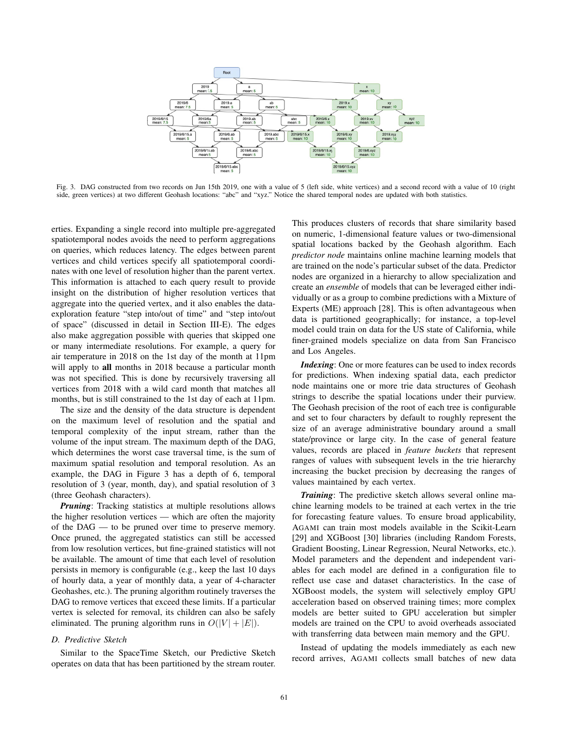Fig. 3. DAG constructed from two records on Jun 15th 2019, one with a value of 5 (left side, white vertices) and a second record with a value of 10 (right side, green vertices) at two different Geohash locations: "abc" and "xyz." Notice the shared temporal nodes are updated with both statistics.

erties. Expanding a single record into multiple pre-aggregated spatiotemporal nodes avoids the need to perform aggregations on queries, which reduces latency. The edges between parent vertices and child vertices specify all spatiotemporal coordinates with one level of resolution higher than the parent vertex. This information is attached to each query result to provide insight on the distribution of higher resolution vertices that aggregate into the queried vertex, and it also enables the data-exploration feature "step into/out of time" and "step into/out of space" (discussed in detail in Section III-E). The edges also make aggregation possible with queries that skipped one or many intermediate resolutions. For example, a query for air temperature in 2018 on the 1st day of the month at 11pm will apply to **all** months in 2018 because a particular month was not specified. This is done by recursively traversing all vertices from 2018 with a wild card month that matches all months, but is still constrained to the 1st day of each at 11pm.

The size and the density of the data structure is dependent on the maximum level of resolution and the spatial and temporal complexity of the input stream, rather than the volume of the input stream. The maximum depth of the DAG, which determines the worst case traversal time, is the sum of maximum spatial resolution and temporal resolution. As an example, the DAG in Figure 3 has a depth of 6, temporal resolution of 3 (year, month, day), and spatial resolution of 3 (three Geohash characters).

***Pruning***: Tracking statistics at multiple resolutions allows the higher resolution vertices — which are often the majority of the DAG — to be pruned over time to preserve memory. Once pruned, the aggregated statistics can still be accessed from low resolution vertices, but fine-grained statistics will not be available. The amount of time that each level of resolution persists in memory is configurable (e.g., keep the last 10 days of hourly data, a year of monthly data, a year of 4-character Geohashes, etc.). The pruning algorithm routinely traverses the DAG to remove vertices that exceed these limits. If a particular vertex is selected for removal, its children can also be safely eliminated. The pruning algorithm runs in $O(|V| + |E|)$.

### D. Predictive Sketch

Similar to the SpaceTime Sketch, our Predictive Sketch operates on data that has been partitioned by the stream router. This produces clusters of records that share similarity based on numeric, 1-dimensional feature values or two-dimensional spatial locations backed by the Geohash algorithm. Each *predictor node* maintains online machine learning models that are trained on the node's particular subset of the data. Predictor nodes are organized in a hierarchy to allow specialization and create an *ensemble* of models that can be leveraged either individually or as a group to combine predictions with a Mixture of Experts (ME) approach [28]. This is often advantageous when data is partitioned geographically; for instance, a top-level model could train on data for the US state of California, while finer-grained models specialize on data from San Francisco and Los Angeles.

***Indexing***: One or more features can be used to index records for predictions. When indexing spatial data, each predictor node maintains one or more trie data structures of Geohash strings to describe the spatial locations under their purview. The Geohash precision of the root of each tree is configurable and set to four characters by default to roughly represent the size of an average administrative boundary such a small state/province or large city. In the case of general feature values, records are placed in *feature buckets* that represent ranges of values with subsequent levels in the trie hierarchy increasing the bucket precision by decreasing the ranges of values maintained by each vertex.

***Training***: The predictive sketch allows several online machine learning models to be trained at each vertex in the trie for forecasting feature values. To ensure broad applicability, AGAMI can train most models available in the Scikit-Learn [29] and XGBoost [30] libraries (including Random Forests, Gradient Boosting, Linear Regression, Neural Networks, etc.). Model parameters and the dependent and independent variables for each model are defined in a configuration file to reflect use case and dataset characteristics. In the case of XGBoost models, the system will selectively employ GPU acceleration based on observed training times; more complex models are better suited to GPU acceleration but simpler models are trained on the CPU to avoid overheads associated with transferring data between main memory and the GPU.

Instead of updating the models immediately as each new record arrives, AGAMI collects small batches of new data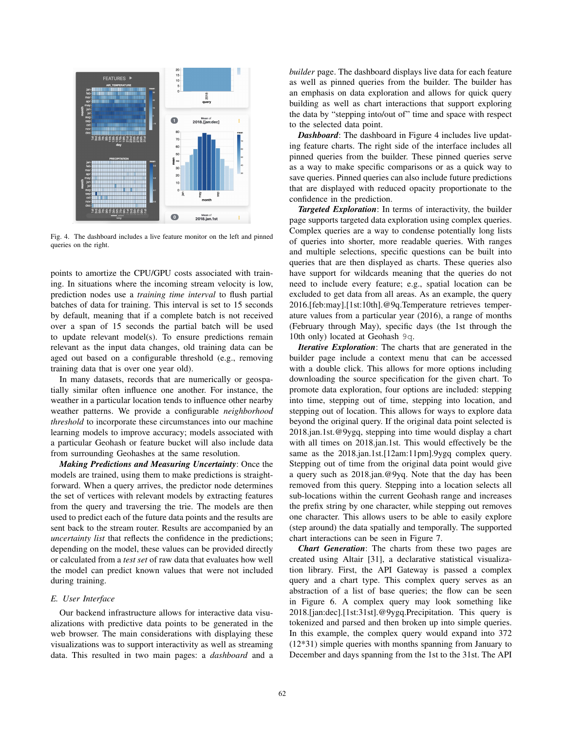Fig. 4. The dashboard includes a live feature monitor on the left and pinned queries on the right.

points to amortize the CPU/GPU costs associated with training. In situations where the incoming stream velocity is low, prediction nodes use a *training time interval* to flush partial batches of data for training. This interval is set to 15 seconds by default, meaning that if a complete batch is not received over a span of 15 seconds the partial batch will be used to update relevant model(s). To ensure predictions remain relevant as the input data changes, old training data can be aged out based on a configurable threshold (e.g., removing training data that is over one year old).

In many datasets, records that are numerically or geospatially similar often influence one another. For instance, the weather in a particular location tends to influence other nearby weather patterns. We provide a configurable *neighborhood threshold* to incorporate these circumstances into our machine learning models to improve accuracy; models associated with a particular Geohash or feature bucket will also include data from surrounding Geohashes at the same resolution.

***Making Predictions and Measuring Uncertainty***: Once the models are trained, using them to make predictions is straightforward. When a query arrives, the predictor node determines the set of vertices with relevant models by extracting features from the query and traversing the trie. The models are then used to predict each of the future data points and the results are sent back to the stream router. Results are accompanied by an *uncertainty list* that reflects the confidence in the predictions; depending on the model, these values can be provided directly or calculated from a *test set* of raw data that evaluates how well the model can predict known values that were not included during training.

### E. User Interface

Our backend infrastructure allows for interactive data visualizations with predictive data points to be generated in the web browser. The main considerations with displaying these visualizations was to support interactivity as well as streaming data. This resulted in two main pages: a *dashboard* and a *builder* page. The dashboard displays live data for each feature as well as pinned queries from the builder. The builder has an emphasis on data exploration and allows for quick query building as well as chart interactions that support exploring the data by "stepping into/out of" time and space with respect to the selected data point.

***Dashboard***: The dashboard in Figure 4 includes live updating feature charts. The right side of the interface includes all pinned queries from the builder. These pinned queries serve as a way to make specific comparisons or as a quick way to save queries. Pinned queries can also include future predictions that are displayed with reduced opacity proportionate to the confidence in the prediction.

***Targeted Exploration***: In terms of interactivity, the builder page supports targeted data exploration using complex queries. Complex queries are a way to condense potentially long lists of queries into shorter, more readable queries. With ranges and multiple selections, specific questions can be built into queries that are then displayed as charts. These queries also have support for wildcards meaning that the queries do not need to include every feature; e.g., spatial location can be excluded to get data from all areas. As an example, the query 2016.[feb:may].[1st:10th].@9q.Temperature retrieves temperature values from a particular year (2016), a range of months (February through May), specific days (the 1st through the 10th only) located at Geohash `9q`.

***Iterative Exploration***: The charts that are generated in the builder page include a context menu that can be accessed with a double click. This allows for more options including downloading the source specification for the given chart. To promote data exploration, four options are included: stepping into time, stepping out of time, stepping into location, and stepping out of location. This allows for ways to explore data beyond the original query. If the original data point selected is 2018.jan.1st.@9ygq, stepping into time would display a chart with all times on 2018.jan.1st. This would effectively be the same as the 2018.jan.1st.[12am:11pm].9ygq complex query. Stepping out of time from the original data point would give a query such as 2018.jan.@9yq. Note that the day has been removed from this query. Stepping into a location selects all sub-locations within the current Geohash range and increases the prefix string by one character, while stepping out removes one character. This allows users to be able to easily explore (step around) the data spatially and temporally. The supported chart interactions can be seen in Figure 7.

***Chart Generation***: The charts from these two pages are created using Altair [31], a declarative statistical visualization library. First, the API Gateway is passed a complex query and a chart type. This complex query serves as an abstraction of a list of base queries; the flow can be seen in Figure 6. A complex query may look something like 2018.[jan:dec].[1st:31st].@9ygq.Precipitation. This query is tokenized and parsed and then broken up into simple queries. In this example, the complex query would expand into 372 (12*31) simple queries with months spanning from January to December and days spanning from the 1st to the 31st. The API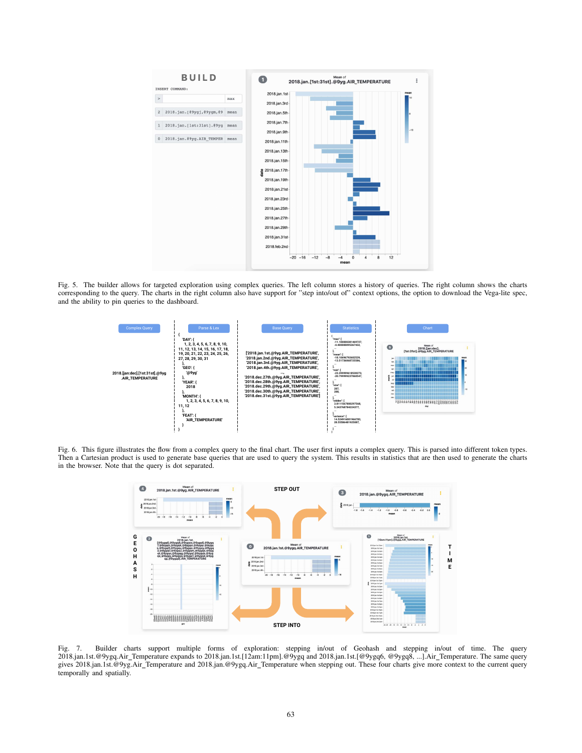Fig. 5. The builder allows for targeted exploration using complex queries. The left column stores a history of queries. The right column shows the charts corresponding to the query. The charts in the right column also have support for "step into/out of" context options, the option to download the Vega-lite spec, and the ability to pin queries to the dashboard.

Fig. 6. This figure illustrates the flow from a complex query to the final chart. The user first inputs a complex query. This is parsed into different token types. Then a Cartesian product is used to generate base queries that are used to query the system. This results in statistics that are then used to generate the charts in the browser. Note that the query is dot separated.

Fig. 7. Builder charts support multiple forms of exploration: stepping in/out of Geohash and stepping in/out of time. The query 2018.jan.1st.@9ygq.Air_Temperature expands to 2018.jan.1st.[12am:11pm].@9ygq and 2018.jan.1st.[@9ygq6, @9ygq8, ...].Air_Temperature. The same query gives 2018.jan.1st.@9yg.Air_Temperature and 2018.jan.@9ygq.Air_Temperature when stepping out. These four charts give more context to the current query temporally and spatially.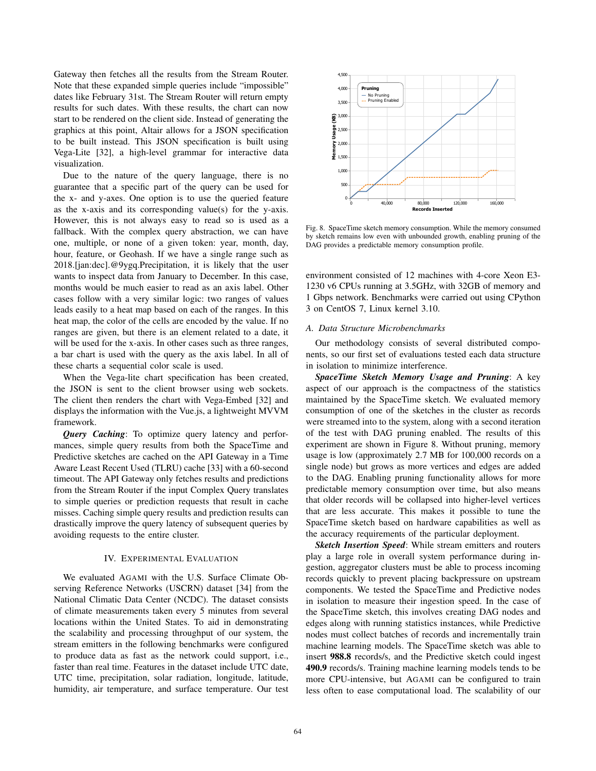Gateway then fetches all the results from the Stream Router. Note that these expanded simple queries include "impossible" dates like February 31st. The Stream Router will return empty results for such dates. With these results, the chart can now start to be rendered on the client side. Instead of generating the graphics at this point, Altair allows for a JSON specification to be built instead. This JSON specification is built using Vega-Lite [32], a high-level grammar for interactive data visualization.

Due to the nature of the query language, there is no guarantee that a specific part of the query can be used for the x- and y-axes. One option is to use the queried feature as the x-axis and its corresponding value(s) for the y-axis. However, this is not always easy to read and so is used as a fallback. With the complex query abstraction, we can have one, multiple, or none of a given token: year, month, day, hour, feature, or Geohash. If we have a single range such as 2018.[jan:dec].@9ygq.Precipitation, it is likely that the user wants to inspect data from January to December. In this case, months would be much easier to read as an axis label. Other cases follow with a very similar logic: two ranges of values leads easily to a heat map based on each of the ranges. In this heat map, the color of the cells are encoded by the value. If no ranges are given, but there is an element related to a date, it will be used for the x-axis. In other cases such as three ranges, a bar chart is used with the query as the axis label. In all of these charts a sequential color scale is used.

When the Vega-lite chart specification has been created, the JSON is sent to the client browser using web sockets. The client then renders the chart with Vega-Embed [32] and displays the information with the Vue.js, a lightweight MVVM framework.

***Query Caching***: To optimize query latency and performances, simple query results from both the SpaceTime and Predictive sketches are cached on the API Gateway in a Time Aware Least Recent Used (TLRU) cache [33] with a 60-second timeout. The API Gateway only fetches results and predictions from the Stream Router if the input Complex Query translates to simple queries or prediction requests that result in cache misses. Caching simple query results and prediction results can drastically improve the query latency of subsequent queries by avoiding requests to the entire cluster.

## IV. Experimental Evaluation

We evaluated AGAMI with the U.S. Surface Climate Observing Reference Networks (USCRN) dataset [34] from the National Climatic Data Center (NCDC). The dataset consists of climate measurements taken every 5 minutes from several locations within the United States. To aid in demonstrating the scalability and processing throughput of our system, the stream emitters in the following benchmarks were configured to produce data as fast as the network could support, i.e., faster than real time. Features in the dataset include UTC date, UTC time, precipitation, solar radiation, longitude, latitude, humidity, air temperature, and surface temperature. Our test environment consisted of 12 machines with 4-core Xeon E3-1230 v6 CPUs running at 3.5GHz, with 32GB of memory and 1 Gbps network. Benchmarks were carried out using CPython 3 on CentOS 7, Linux kernel 3.10.

Fig. 8. SpaceTime sketch memory consumption. While the memory consumed by sketch remains low even with unbounded growth, enabling pruning of the DAG provides a predictable memory consumption profile.

### A. Data Structure Microbenchmarks

Our methodology consists of several distributed components, so our first set of evaluations tested each data structure in isolation to minimize interference.

***SpaceTime Sketch Memory Usage and Pruning***: A key aspect of our approach is the compactness of the statistics maintained by the SpaceTime sketch. We evaluated memory consumption of one of the sketches in the cluster as records were streamed into to the system, along with a second iteration of the test with DAG pruning enabled. The results of this experiment are shown in Figure 8. Without pruning, memory usage is low (approximately 2.7 MB for 100,000 records on a single node) but grows as more vertices and edges are added to the DAG. Enabling pruning functionality allows for more predictable memory consumption over time, but also means that older records will be collapsed into higher-level vertices that are less accurate. This makes it possible to tune the SpaceTime sketch based on hardware capabilities as well as the accuracy requirements of the particular deployment.

***Sketch Insertion Speed***: While stream emitters and routers play a large role in overall system performance during ingestion, aggregator clusters must be able to process incoming records quickly to prevent placing backpressure on upstream components. We tested the SpaceTime and Predictive nodes in isolation to measure their ingestion speed. In the case of the SpaceTime sketch, this involves creating DAG nodes and edges along with running statistics instances, while Predictive nodes must collect batches of records and incrementally train machine learning models. The SpaceTime sketch was able to insert **988.8** records/s, and the Predictive sketch could ingest **490.9** records/s. Training machine learning models tends to be more CPU-intensive, but AGAMI can be configured to train less often to ease computational load. The scalability of our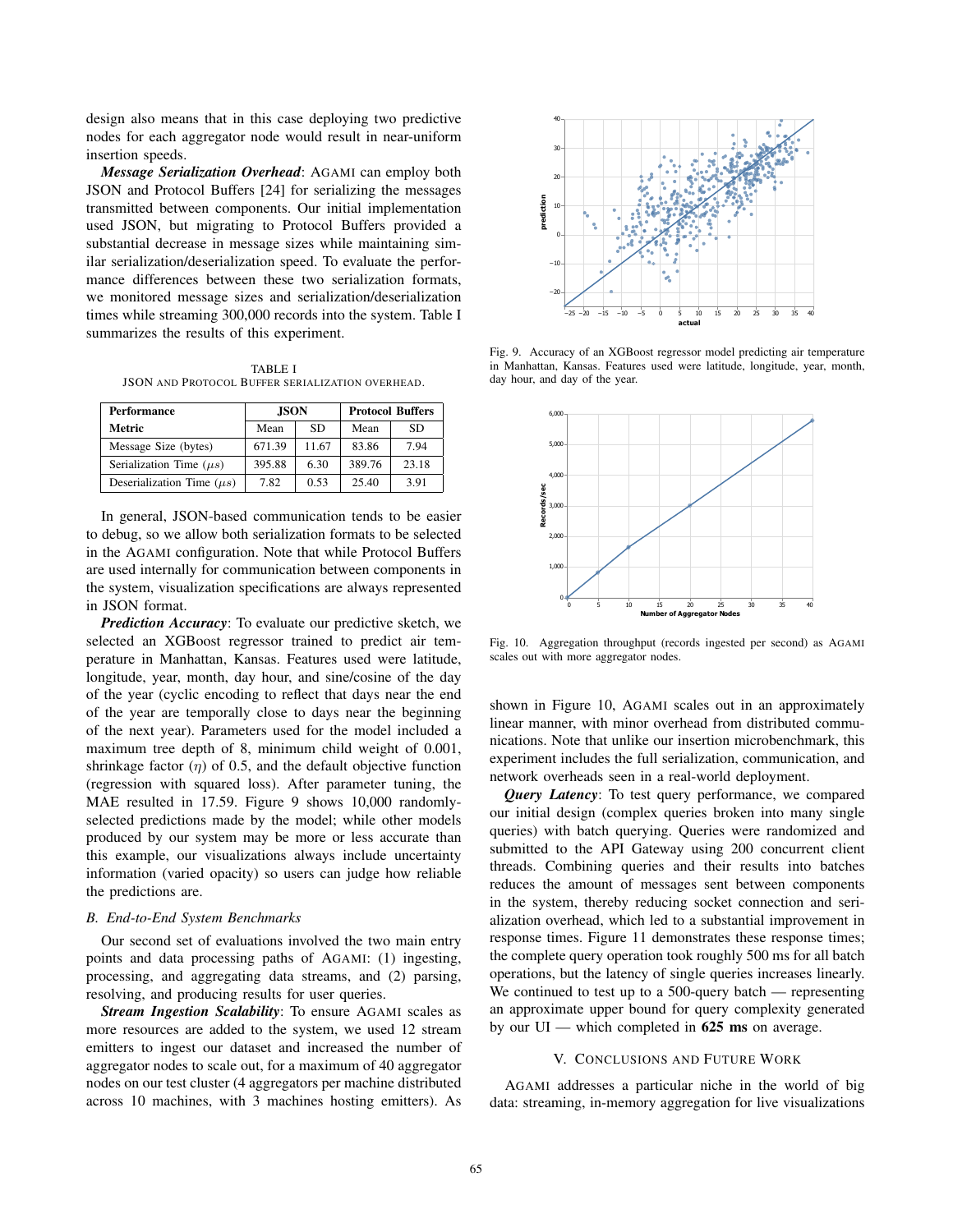design also means that in this case deploying two predictive nodes for each aggregator node would result in near-uniform insertion speeds.

***Message Serialization Overhead***: AGAMI can employ both JSON and Protocol Buffers [24] for serializing the messages transmitted between components. Our initial implementation used JSON, but migrating to Protocol Buffers provided a substantial decrease in message sizes while maintaining similar serialization/deserialization speed. To evaluate the performance differences between these two serialization formats, we monitored message sizes and serialization/deserialization times while streaming 300,000 records into the system. Table I summarizes the results of this experiment.

TABLE I
JSON AND PROTOCOL BUFFER SERIALIZATION OVERHEAD.

| Performance Metric | JSON | | Protocol Buffers | |
|---|---|---|---|---|
| | Mean | SD | Mean | SD |
| Message Size (bytes) | 671.39 | 11.67 | 83.86 | 7.94 |
| Serialization Time ($\mu s$) | 395.88 | 6.30 | 389.76 | 23.18 |
| Deserialization Time ($\mu s$) | 7.82 | 0.53 | 25.40 | 3.91 |

In general, JSON-based communication tends to be easier to debug, so we allow both serialization formats to be selected in the AGAMI configuration. Note that while Protocol Buffers are used internally for communication between components in the system, visualization specifications are always represented in JSON format.

***Prediction Accuracy***: To evaluate our predictive sketch, we selected an XGBoost regressor trained to predict air temperature in Manhattan, Kansas. Features used were latitude, longitude, year, month, day hour, and sine/cosine of the day of the year (cyclic encoding to reflect that days near the end of the year are temporally close to days near the beginning of the next year). Parameters used for the model included a maximum tree depth of 8, minimum child weight of 0.001, shrinkage factor ($\eta$) of 0.5, and the default objective function (regression with squared loss). After parameter tuning, the MAE resulted in 17.59. Figure 9 shows 10,000 randomly-selected predictions made by the model; while other models produced by our system may be more or less accurate than this example, our visualizations always include uncertainty information (varied opacity) so users can judge how reliable the predictions are.

### B. End-to-End System Benchmarks

Our second set of evaluations involved the two main entry points and data processing paths of AGAMI: (1) ingesting, processing, and aggregating data streams, and (2) parsing, resolving, and producing results for user queries.

***Stream Ingestion Scalability***: To ensure AGAMI scales as more resources are added to the system, we used 12 stream emitters to ingest our dataset and increased the number of aggregator nodes to scale out, for a maximum of 40 aggregator nodes on our test cluster (4 aggregators per machine distributed across 10 machines, with 3 machines hosting emitters). As shown in Figure 10, AGAMI scales out in an approximately linear manner, with minor overhead from distributed communications. Note that unlike our insertion microbenchmark, this experiment includes the full serialization, communication, and network overheads seen in a real-world deployment.

Fig. 9. Accuracy of an XGBoost regressor model predicting air temperature in Manhattan, Kansas. Features used were latitude, longitude, year, month, day hour, and day of the year.

Fig. 10. Aggregation throughput (records ingested per second) as AGAMI scales out with more aggregator nodes.

***Query Latency***: To test query performance, we compared our initial design (complex queries broken into many single queries) with batch querying. Queries were randomized and submitted to the API Gateway using 200 concurrent client threads. Combining queries and their results into batches reduces the amount of messages sent between components in the system, thereby reducing socket connection and serialization overhead, which led to a substantial improvement in response times. Figure 11 demonstrates these response times; the complete query operation took roughly 500 ms for all batch operations, but the latency of single queries increases linearly. We continued to test up to a 500-query batch — representing an approximate upper bound for query complexity generated by our UI — which completed in **625 ms** on average.

## V. CONCLUSIONS AND FUTURE WORK

AGAMI addresses a particular niche in the world of big data: streaming, in-memory aggregation for live visualizations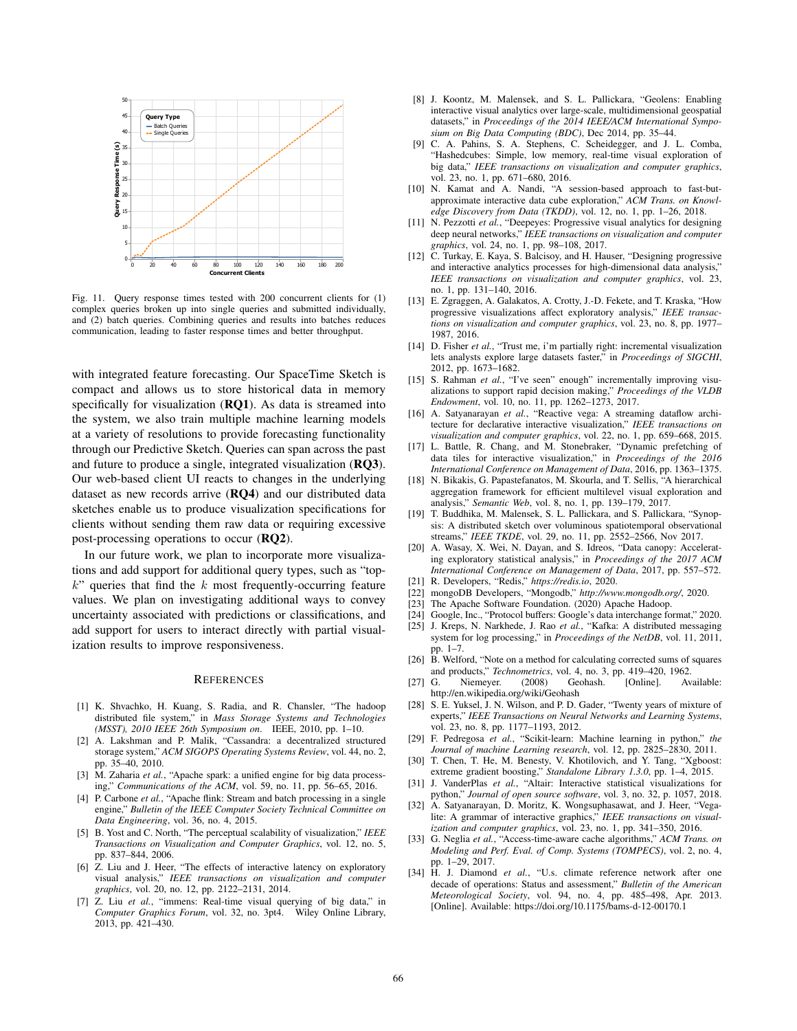Query Type
Batch Queries
Single Queries

Query Response Time (s)

0
5
10
15
20
25
30
35
40
45
50

0
20
40
60
80
100
120
140
160
180
200

Concurrent Clients

Fig. 11. Query response times tested with 200 concurrent clients for (1) complex queries broken up into single queries and submitted individually, and (2) batch queries. Combining queries and results into batches reduces communication, leading to faster response times and better throughput.

with integrated feature forecasting. Our SpaceTime Sketch is compact and allows us to store historical data in memory specifically for visualization (**RQ1**). As data is streamed into the system, we also train multiple machine learning models at a variety of resolutions to provide forecasting functionality through our Predictive Sketch. Queries can span across the past and future to produce a single, integrated visualization (**RQ3**). Our web-based client UI reacts to changes in the underlying dataset as new records arrive (**RQ4**) and our distributed data sketches enable us to produce visualization specifications for clients without sending them raw data or requiring excessive post-processing operations to occur (**RQ2**).

In our future work, we plan to incorporate more visualizations and add support for additional query types, such as "top-$k$" queries that find the $k$ most frequently-occurring feature values. We plan on investigating additional ways to convey uncertainty associated with predictions or classifications, and add support for users to interact directly with partial visualization results to improve responsiveness.

## References

[1] K. Shvachko, H. Kuang, S. Radia, and R. Chansler, "The hadoop distributed file system," in *Mass Storage Systems and Technologies (MSST), 2010 IEEE 26th Symposium on*. IEEE, 2010, pp. 1–10.

[2] A. Lakshman and P. Malik, "Cassandra: a decentralized structured storage system," *ACM SIGOPS Operating Systems Review*, vol. 44, no. 2, pp. 35–40, 2010.

[3] M. Zaharia *et al.*, "Apache spark: a unified engine for big data processing," *Communications of the ACM*, vol. 59, no. 11, pp. 56–65, 2016.

[4] P. Carbone *et al.*, "Apache flink: Stream and batch processing in a single engine," *Bulletin of the IEEE Computer Society Technical Committee on Data Engineering*, vol. 36, no. 4, 2015.

[5] B. Yost and C. North, "The perceptual scalability of visualization," *IEEE Transactions on Visualization and Computer Graphics*, vol. 12, no. 5, pp. 837–844, 2006.

[6] Z. Liu and J. Heer, "The effects of interactive latency on exploratory visual analysis," *IEEE transactions on visualization and computer graphics*, vol. 20, no. 12, pp. 2122–2131, 2014.

[7] Z. Liu *et al.*, "immens: Real-time visual querying of big data," in *Computer Graphics Forum*, vol. 32, no. 3pt4. Wiley Online Library, 2013, pp. 421–430.

[8] J. Koontz, M. Malensek, and S. L. Pallickara, "Geolens: Enabling interactive visual analytics over large-scale, multidimensional geospatial datasets," in *Proceedings of the 2014 IEEE/ACM International Symposium on Big Data Computing (BDC)*, Dec 2014, pp. 35–44.

[9] C. A. Pahins, S. A. Stephens, C. Scheidegger, and J. L. Comba, "Hashedcubes: Simple, low memory, real-time visual exploration of big data," *IEEE transactions on visualization and computer graphics*, vol. 23, no. 1, pp. 671–680, 2016.

[10] N. Kamat and A. Nandi, "A session-based approach to fast-but-approximate interactive data cube exploration," *ACM Trans. on Knowledge Discovery from Data (TKDD)*, vol. 12, no. 1, pp. 1–26, 2018.

[11] N. Pezzotti *et al.*, "Deepeyes: Progressive visual analytics for designing deep neural networks," *IEEE transactions on visualization and computer graphics*, vol. 24, no. 1, pp. 98–108, 2017.

[12] C. Turkay, E. Kaya, S. Balcisoy, and H. Hauser, "Designing progressive and interactive analytics processes for high-dimensional data analysis," *IEEE transactions on visualization and computer graphics*, vol. 23, no. 1, pp. 131–140, 2016.

[13] E. Zgraggen, A. Galakatos, A. Crotty, J.-D. Fekete, and T. Kraska, "How progressive visualizations affect exploratory analysis," *IEEE transactions on visualization and computer graphics*, vol. 23, no. 8, pp. 1977–1987, 2016.

[14] D. Fisher *et al.*, "Trust me, i'm partially right: incremental visualization lets analysts explore large datasets faster," in *Proceedings of SIGCHI*, 2012, pp. 1673–1682.

[15] S. Rahman *et al.*, "I've seen" enough" incrementally improving visualizations to support rapid decision making," *Proceedings of the VLDB Endowment*, vol. 10, no. 11, pp. 1262–1273, 2017.

[16] A. Satyanarayan *et al.*, "Reactive vega: A streaming dataflow architecture for declarative interactive visualization," *IEEE transactions on visualization and computer graphics*, vol. 22, no. 1, pp. 659–668, 2015.

[17] L. Battle, R. Chang, and M. Stonebraker, "Dynamic prefetching of data tiles for interactive visualization," in *Proceedings of the 2016 International Conference on Management of Data*, 2016, pp. 1363–1375.

[18] N. Bikakis, G. Papastefanatos, M. Skourla, and T. Sellis, "A hierarchical aggregation framework for efficient multilevel visual exploration and analysis," *Semantic Web*, vol. 8, no. 1, pp. 139–179, 2017.

[19] T. Buddhika, M. Malensek, S. L. Pallickara, and S. Pallickara, "Synopsis: A distributed sketch over voluminous spatiotemporal observational streams," *IEEE TKDE*, vol. 29, no. 11, pp. 2552–2566, Nov 2017.

[20] A. Wasay, X. Wei, N. Dayan, and S. Idreos, "Data canopy: Accelerating exploratory statistical analysis," in *Proceedings of the 2017 ACM International Conference on Management of Data*, 2017, pp. 557–572.

[21] R. Developers, "Redis," *https://redis.io*, 2020.

[22] mongoDB Developers, "Mongodb," *http://www.mongodb.org/*, 2020.

[23] The Apache Software Foundation. (2020) Apache Hadoop.

[24] Google, Inc., "Protocol buffers: Google's data interchange format," 2020.

[25] J. Kreps, N. Narkhede, J. Rao *et al.*, "Kafka: A distributed messaging system for log processing," in *Proceedings of the NetDB*, vol. 11, 2011, pp. 1–7.

[26] B. Welford, "Note on a method for calculating corrected sums of squares and products," *Technometrics*, vol. 4, no. 3, pp. 419–420, 1962.

[27] G. Niemeyer. (2008) Geohash. [Online]. Available: http://en.wikipedia.org/wiki/Geohash

[28] S. E. Yuksel, J. N. Wilson, and P. D. Gader, "Twenty years of mixture of experts," *IEEE Transactions on Neural Networks and Learning Systems*, vol. 23, no. 8, pp. 1177–1193, 2012.

[29] F. Pedregosa *et al.*, "Scikit-learn: Machine learning in python," *the Journal of machine Learning research*, vol. 12, pp. 2825–2830, 2011.

[30] T. Chen, T. He, M. Benesty, V. Khotilovich, and Y. Tang, "Xgboost: extreme gradient boosting," *Standalone Library 1.3.0*, pp. 1–4, 2015.

[31] J. VanderPlas *et al.*, "Altair: Interactive statistical visualizations for python," *Journal of open source software*, vol. 3, no. 32, p. 1057, 2018.

[32] A. Satyanarayan, D. Moritz, K. Wongsuphasawat, and J. Heer, "Vega-lite: A grammar of interactive graphics," *IEEE transactions on visualization and computer graphics*, vol. 23, no. 1, pp. 341–350, 2016.

[33] G. Neglia *et al.*, "Access-time-aware cache algorithms," *ACM Trans. on Modeling and Perf. Eval. of Comp. Systems (TOMPECS)*, vol. 2, no. 4, pp. 1–29, 2017.

[34] H. J. Diamond *et al.*, "U.s. climate reference network after one decade of operations: Status and assessment," *Bulletin of the American Meteorological Society*, vol. 94, no. 4, pp. 485–498, Apr. 2013. [Online]. Available: https://doi.org/10.1175/bams-d-12-00170.1